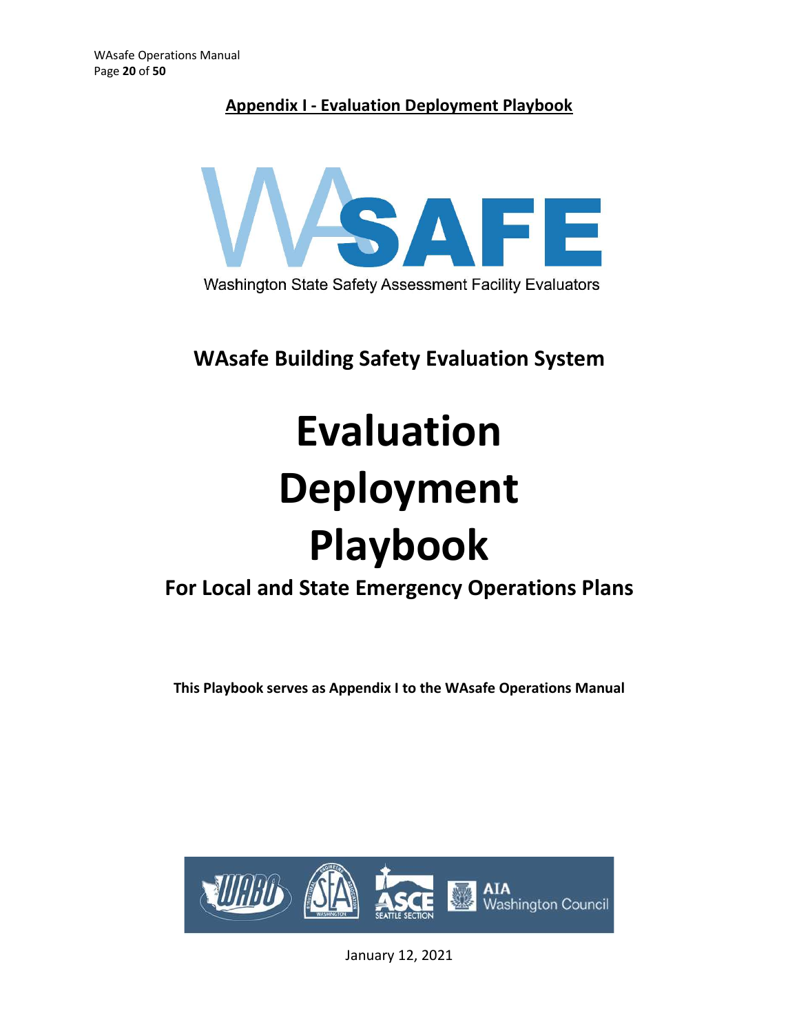# Appendix I - Evaluation Deployment Playbook

Washington State Safety Assessment Facility Evaluators

## WAsafe Building Safety Evaluation System

# Evaluation Deployment Playbook

## For Local and State Emergency Operations Plans

**This Playbook serves as Appendix I to the WAsafe Operations Manual**

January 12, 2021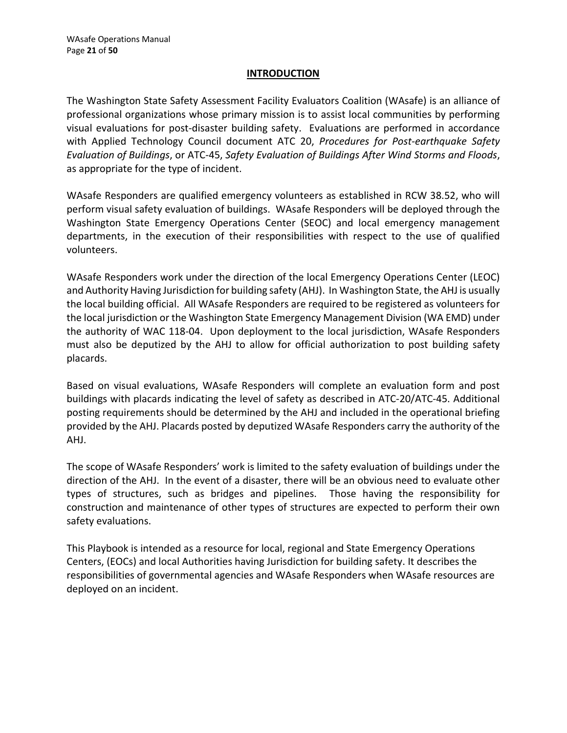## INTRODUCTION

The Washington State Safety Assessment Facility Evaluators Coalition (WAsafe) is an alliance of professional organizations whose primary mission is to assist local communities by performing visual evaluations for post-disaster building safety. Evaluations are performed in accordance with Applied Technology Council document ATC 20, *Procedures for Post-earthquake Safety Evaluation of Buildings*, or ATC-45, *Safety Evaluation of Buildings After Wind Storms and Floods*, as appropriate for the type of incident.

WAsafe Responders are qualified emergency volunteers as established in RCW 38.52, who will perform visual safety evaluation of buildings. WAsafe Responders will be deployed through the Washington State Emergency Operations Center (SEOC) and local emergency management departments, in the execution of their responsibilities with respect to the use of qualified volunteers.

WAsafe Responders work under the direction of the local Emergency Operations Center (LEOC) and Authority Having Jurisdiction for building safety (AHJ). In Washington State, the AHJ is usually the local building official. All WAsafe Responders are required to be registered as volunteers for the local jurisdiction or the Washington State Emergency Management Division (WA EMD) under the authority of WAC 118-04. Upon deployment to the local jurisdiction, WAsafe Responders must also be deputized by the AHJ to allow for official authorization to post building safety placards.

Based on visual evaluations, WAsafe Responders will complete an evaluation form and post buildings with placards indicating the level of safety as described in ATC-20/ATC-45. Additional posting requirements should be determined by the AHJ and included in the operational briefing provided by the AHJ. Placards posted by deputized WAsafe Responders carry the authority of the AHJ.

The scope of WAsafe Responders' work is limited to the safety evaluation of buildings under the direction of the AHJ. In the event of a disaster, there will be an obvious need to evaluate other types of structures, such as bridges and pipelines. Those having the responsibility for construction and maintenance of other types of structures are expected to perform their own safety evaluations.

This Playbook is intended as a resource for local, regional and State Emergency Operations Centers, (EOCs) and local Authorities having Jurisdiction for building safety. It describes the responsibilities of governmental agencies and WAsafe Responders when WAsafe resources are deployed on an incident.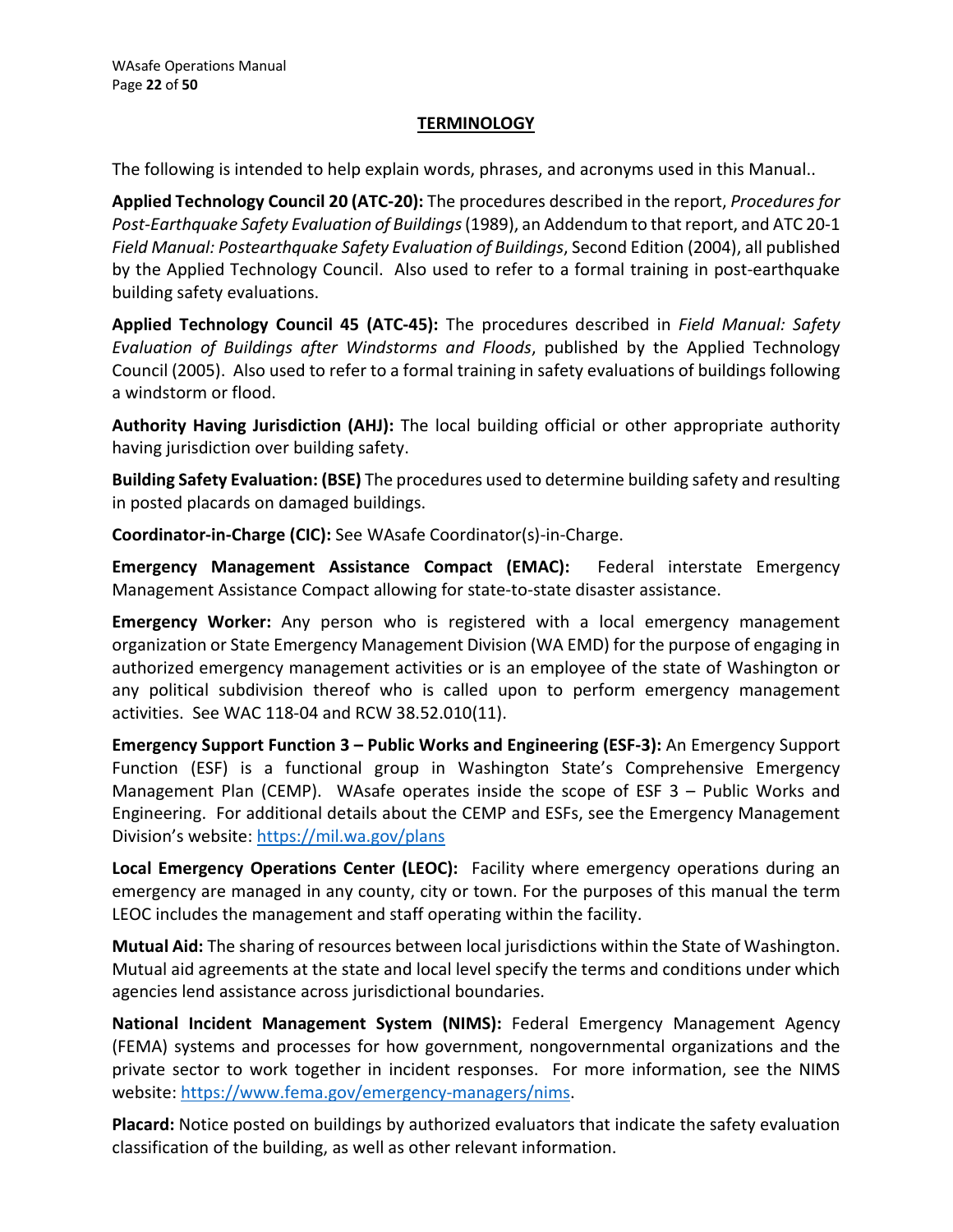## TERMINOLOGY

The following is intended to help explain words, phrases, and acronyms used in this Manual..

**Applied Technology Council 20 (ATC-20):** The procedures described in the report, *Procedures for Post-Earthquake Safety Evaluation of Buildings* (1989), an Addendum to that report, and ATC 20-1 *Field Manual: Postearthquake Safety Evaluation of Buildings*, Second Edition (2004), all published by the Applied Technology Council. Also used to refer to a formal training in post-earthquake building safety evaluations.

**Applied Technology Council 45 (ATC-45):** The procedures described in *Field Manual: Safety Evaluation of Buildings after Windstorms and Floods*, published by the Applied Technology Council (2005). Also used to refer to a formal training in safety evaluations of buildings following a windstorm or flood.

**Authority Having Jurisdiction (AHJ):** The local building official or other appropriate authority having jurisdiction over building safety.

**Building Safety Evaluation: (BSE)** The procedures used to determine building safety and resulting in posted placards on damaged buildings.

**Coordinator-in-Charge (CIC):** See WAsafe Coordinator(s)-in-Charge.

**Emergency Management Assistance Compact (EMAC):** Federal interstate Emergency Management Assistance Compact allowing for state-to-state disaster assistance.

**Emergency Worker:** Any person who is registered with a local emergency management organization or State Emergency Management Division (WA EMD) for the purpose of engaging in authorized emergency management activities or is an employee of the state of Washington or any political subdivision thereof who is called upon to perform emergency management activities. See WAC 118-04 and RCW 38.52.010(11).

**Emergency Support Function 3 – Public Works and Engineering (ESF-3):** An Emergency Support Function (ESF) is a functional group in Washington State's Comprehensive Emergency Management Plan (CEMP). WAsafe operates inside the scope of ESF 3 – Public Works and Engineering. For additional details about the CEMP and ESFs, see the Emergency Management Division's website: https://mil.wa.gov/plans

**Local Emergency Operations Center (LEOC):** Facility where emergency operations during an emergency are managed in any county, city or town. For the purposes of this manual the term LEOC includes the management and staff operating within the facility.

**Mutual Aid:** The sharing of resources between local jurisdictions within the State of Washington. Mutual aid agreements at the state and local level specify the terms and conditions under which agencies lend assistance across jurisdictional boundaries.

**National Incident Management System (NIMS):** Federal Emergency Management Agency (FEMA) systems and processes for how government, nongovernmental organizations and the private sector to work together in incident responses. For more information, see the NIMS website: https://www.fema.gov/emergency-managers/nims.

**Placard:** Notice posted on buildings by authorized evaluators that indicate the safety evaluation classification of the building, as well as other relevant information.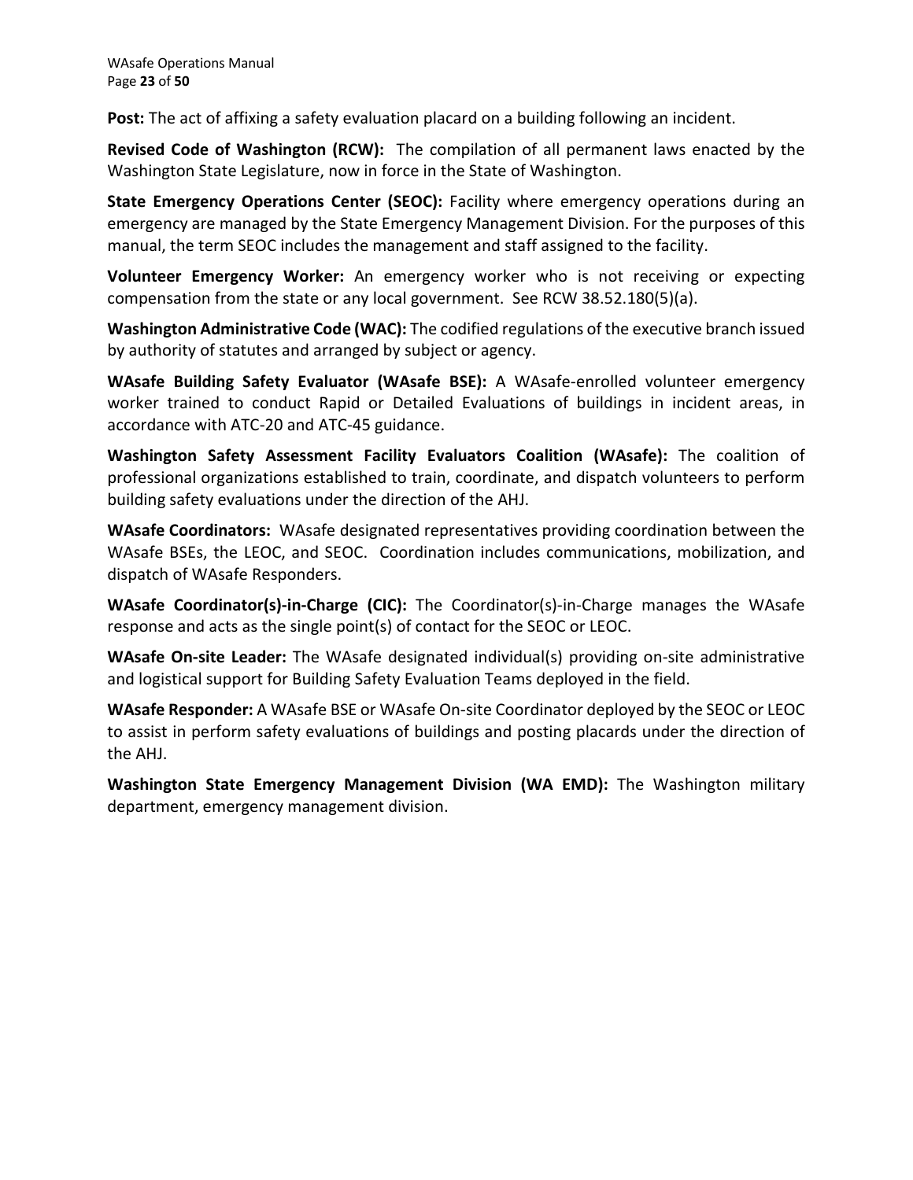**Post:** The act of affixing a safety evaluation placard on a building following an incident.

**Revised Code of Washington (RCW):** The compilation of all permanent laws enacted by the Washington State Legislature, now in force in the State of Washington.

**State Emergency Operations Center (SEOC):** Facility where emergency operations during an emergency are managed by the State Emergency Management Division. For the purposes of this manual, the term SEOC includes the management and staff assigned to the facility.

**Volunteer Emergency Worker:** An emergency worker who is not receiving or expecting compensation from the state or any local government. See RCW 38.52.180(5)(a).

**Washington Administrative Code (WAC):** The codified regulations of the executive branch issued by authority of statutes and arranged by subject or agency.

**WAsafe Building Safety Evaluator (WAsafe BSE):** A WAsafe-enrolled volunteer emergency worker trained to conduct Rapid or Detailed Evaluations of buildings in incident areas, in accordance with ATC-20 and ATC-45 guidance.

**Washington Safety Assessment Facility Evaluators Coalition (WAsafe):** The coalition of professional organizations established to train, coordinate, and dispatch volunteers to perform building safety evaluations under the direction of the AHJ.

**WAsafe Coordinators:** WAsafe designated representatives providing coordination between the WAsafe BSEs, the LEOC, and SEOC. Coordination includes communications, mobilization, and dispatch of WAsafe Responders.

**WAsafe Coordinator(s)-in-Charge (CIC):** The Coordinator(s)-in-Charge manages the WAsafe response and acts as the single point(s) of contact for the SEOC or LEOC.

**WAsafe On-site Leader:** The WAsafe designated individual(s) providing on-site administrative and logistical support for Building Safety Evaluation Teams deployed in the field.

**WAsafe Responder:** A WAsafe BSE or WAsafe On-site Coordinator deployed by the SEOC or LEOC to assist in perform safety evaluations of buildings and posting placards under the direction of the AHJ.

**Washington State Emergency Management Division (WA EMD):** The Washington military department, emergency management division.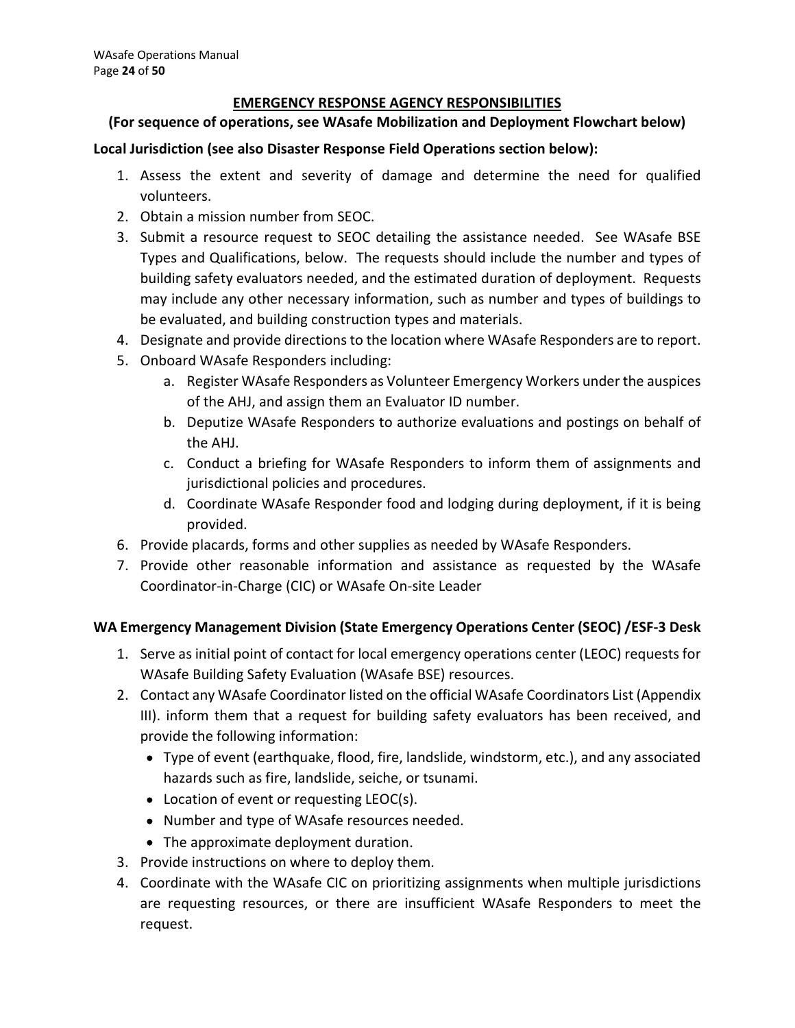## EMERGENCY RESPONSE AGENCY RESPONSIBILITIES

**(For sequence of operations, see WAsafe Mobilization and Deployment Flowchart below)**

**Local Jurisdiction (see also Disaster Response Field Operations section below):**

1. Assess the extent and severity of damage and determine the need for qualified volunteers.
2. Obtain a mission number from SEOC.
3. Submit a resource request to SEOC detailing the assistance needed. See WAsafe BSE Types and Qualifications, below. The requests should include the number and types of building safety evaluators needed, and the estimated duration of deployment. Requests may include any other necessary information, such as number and types of buildings to be evaluated, and building construction types and materials.
4. Designate and provide directions to the location where WAsafe Responders are to report.
5. Onboard WAsafe Responders including:
   a. Register WAsafe Responders as Volunteer Emergency Workers under the auspices of the AHJ, and assign them an Evaluator ID number.
   b. Deputize WAsafe Responders to authorize evaluations and postings on behalf of the AHJ.
   c. Conduct a briefing for WAsafe Responders to inform them of assignments and jurisdictional policies and procedures.
   d. Coordinate WAsafe Responder food and lodging during deployment, if it is being provided.
6. Provide placards, forms and other supplies as needed by WAsafe Responders.
7. Provide other reasonable information and assistance as requested by the WAsafe Coordinator-in-Charge (CIC) or WAsafe On-site Leader

**WA Emergency Management Division (State Emergency Operations Center (SEOC) /ESF-3 Desk**

1. Serve as initial point of contact for local emergency operations center (LEOC) requests for WAsafe Building Safety Evaluation (WAsafe BSE) resources.
2. Contact any WAsafe Coordinator listed on the official WAsafe Coordinators List (Appendix III). inform them that a request for building safety evaluators has been received, and provide the following information:
   - Type of event (earthquake, flood, fire, landslide, windstorm, etc.), and any associated hazards such as fire, landslide, seiche, or tsunami.
   - Location of event or requesting LEOC(s).
   - Number and type of WAsafe resources needed.
   - The approximate deployment duration.
3. Provide instructions on where to deploy them.
4. Coordinate with the WAsafe CIC on prioritizing assignments when multiple jurisdictions are requesting resources, or there are insufficient WAsafe Responders to meet the request.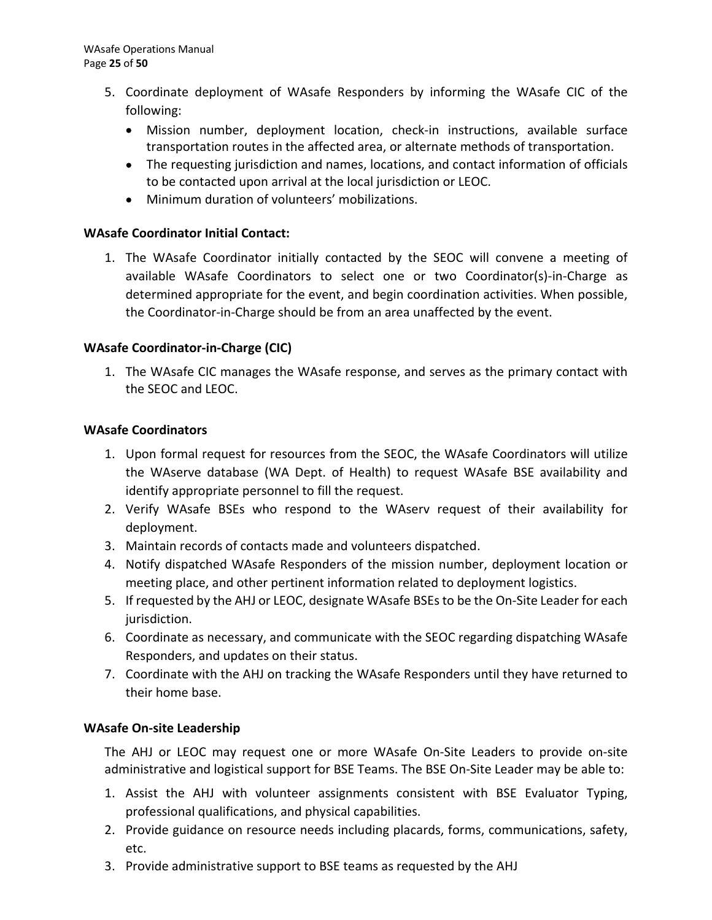5. Coordinate deployment of WAsafe Responders by informing the WAsafe CIC of the following:
   - Mission number, deployment location, check-in instructions, available surface transportation routes in the affected area, or alternate methods of transportation.
   - The requesting jurisdiction and names, locations, and contact information of officials to be contacted upon arrival at the local jurisdiction or LEOC.
   - Minimum duration of volunteers' mobilizations.

**WAsafe Coordinator Initial Contact:**

1. The WAsafe Coordinator initially contacted by the SEOC will convene a meeting of available WAsafe Coordinators to select one or two Coordinator(s)-in-Charge as determined appropriate for the event, and begin coordination activities. When possible, the Coordinator-in-Charge should be from an area unaffected by the event.

**WAsafe Coordinator-in-Charge (CIC)**

1. The WAsafe CIC manages the WAsafe response, and serves as the primary contact with the SEOC and LEOC.

**WAsafe Coordinators**

1. Upon formal request for resources from the SEOC, the WAsafe Coordinators will utilize the WAserve database (WA Dept. of Health) to request WAsafe BSE availability and identify appropriate personnel to fill the request.
2. Verify WAsafe BSEs who respond to the WAserv request of their availability for deployment.
3. Maintain records of contacts made and volunteers dispatched.
4. Notify dispatched WAsafe Responders of the mission number, deployment location or meeting place, and other pertinent information related to deployment logistics.
5. If requested by the AHJ or LEOC, designate WAsafe BSEs to be the On-Site Leader for each jurisdiction.
6. Coordinate as necessary, and communicate with the SEOC regarding dispatching WAsafe Responders, and updates on their status.
7. Coordinate with the AHJ on tracking the WAsafe Responders until they have returned to their home base.

**WAsafe On-site Leadership**

The AHJ or LEOC may request one or more WAsafe On-Site Leaders to provide on-site administrative and logistical support for BSE Teams. The BSE On-Site Leader may be able to:

1. Assist the AHJ with volunteer assignments consistent with BSE Evaluator Typing, professional qualifications, and physical capabilities.
2. Provide guidance on resource needs including placards, forms, communications, safety, etc.
3. Provide administrative support to BSE teams as requested by the AHJ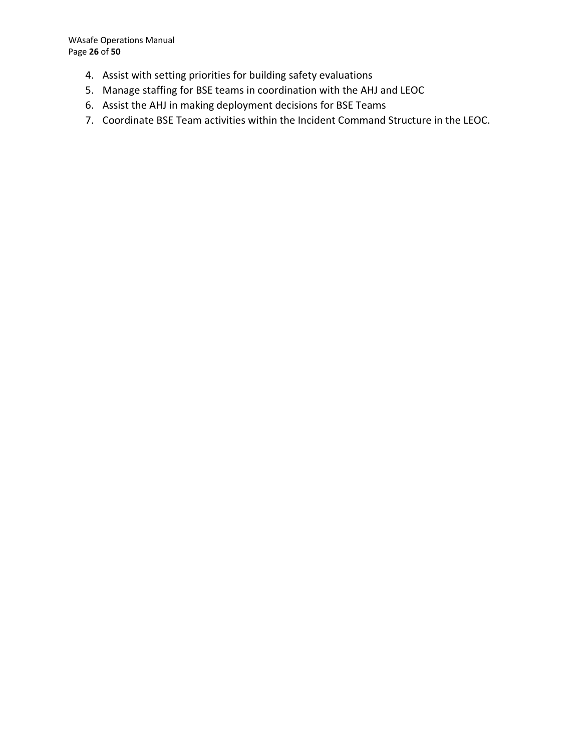4. Assist with setting priorities for building safety evaluations
5. Manage staffing for BSE teams in coordination with the AHJ and LEOC
6. Assist the AHJ in making deployment decisions for BSE Teams
7. Coordinate BSE Team activities within the Incident Command Structure in the LEOC.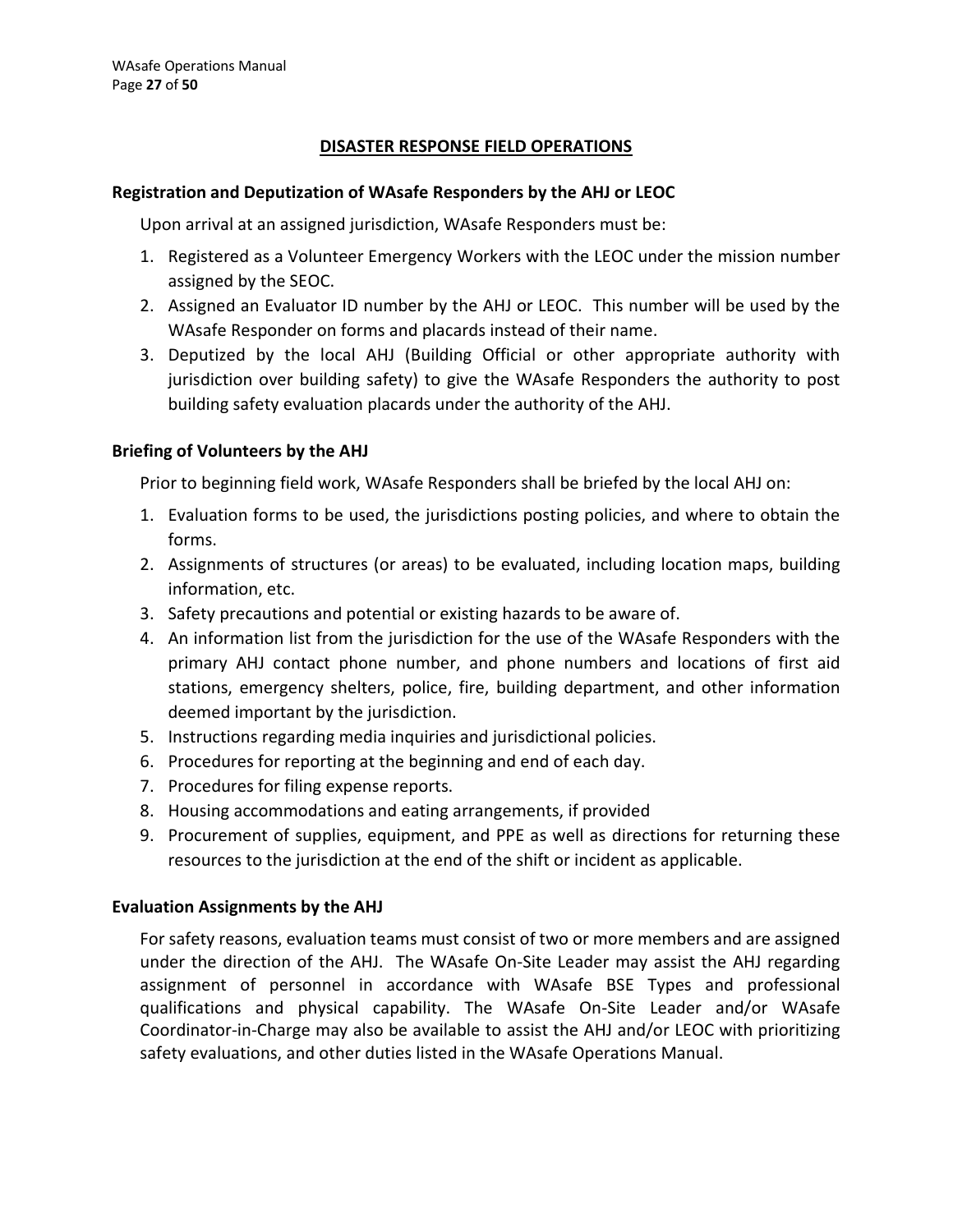## DISASTER RESPONSE FIELD OPERATIONS

### Registration and Deputization of WAsafe Responders by the AHJ or LEOC

Upon arrival at an assigned jurisdiction, WAsafe Responders must be:

1. Registered as a Volunteer Emergency Workers with the LEOC under the mission number assigned by the SEOC.
2. Assigned an Evaluator ID number by the AHJ or LEOC. This number will be used by the WAsafe Responder on forms and placards instead of their name.
3. Deputized by the local AHJ (Building Official or other appropriate authority with jurisdiction over building safety) to give the WAsafe Responders the authority to post building safety evaluation placards under the authority of the AHJ.

### Briefing of Volunteers by the AHJ

Prior to beginning field work, WAsafe Responders shall be briefed by the local AHJ on:

1. Evaluation forms to be used, the jurisdictions posting policies, and where to obtain the forms.
2. Assignments of structures (or areas) to be evaluated, including location maps, building information, etc.
3. Safety precautions and potential or existing hazards to be aware of.
4. An information list from the jurisdiction for the use of the WAsafe Responders with the primary AHJ contact phone number, and phone numbers and locations of first aid stations, emergency shelters, police, fire, building department, and other information deemed important by the jurisdiction.
5. Instructions regarding media inquiries and jurisdictional policies.
6. Procedures for reporting at the beginning and end of each day.
7. Procedures for filing expense reports.
8. Housing accommodations and eating arrangements, if provided
9. Procurement of supplies, equipment, and PPE as well as directions for returning these resources to the jurisdiction at the end of the shift or incident as applicable.

### Evaluation Assignments by the AHJ

For safety reasons, evaluation teams must consist of two or more members and are assigned under the direction of the AHJ. The WAsafe On-Site Leader may assist the AHJ regarding assignment of personnel in accordance with WAsafe BSE Types and professional qualifications and physical capability. The WAsafe On-Site Leader and/or WAsafe Coordinator-in-Charge may also be available to assist the AHJ and/or LEOC with prioritizing safety evaluations, and other duties listed in the WAsafe Operations Manual.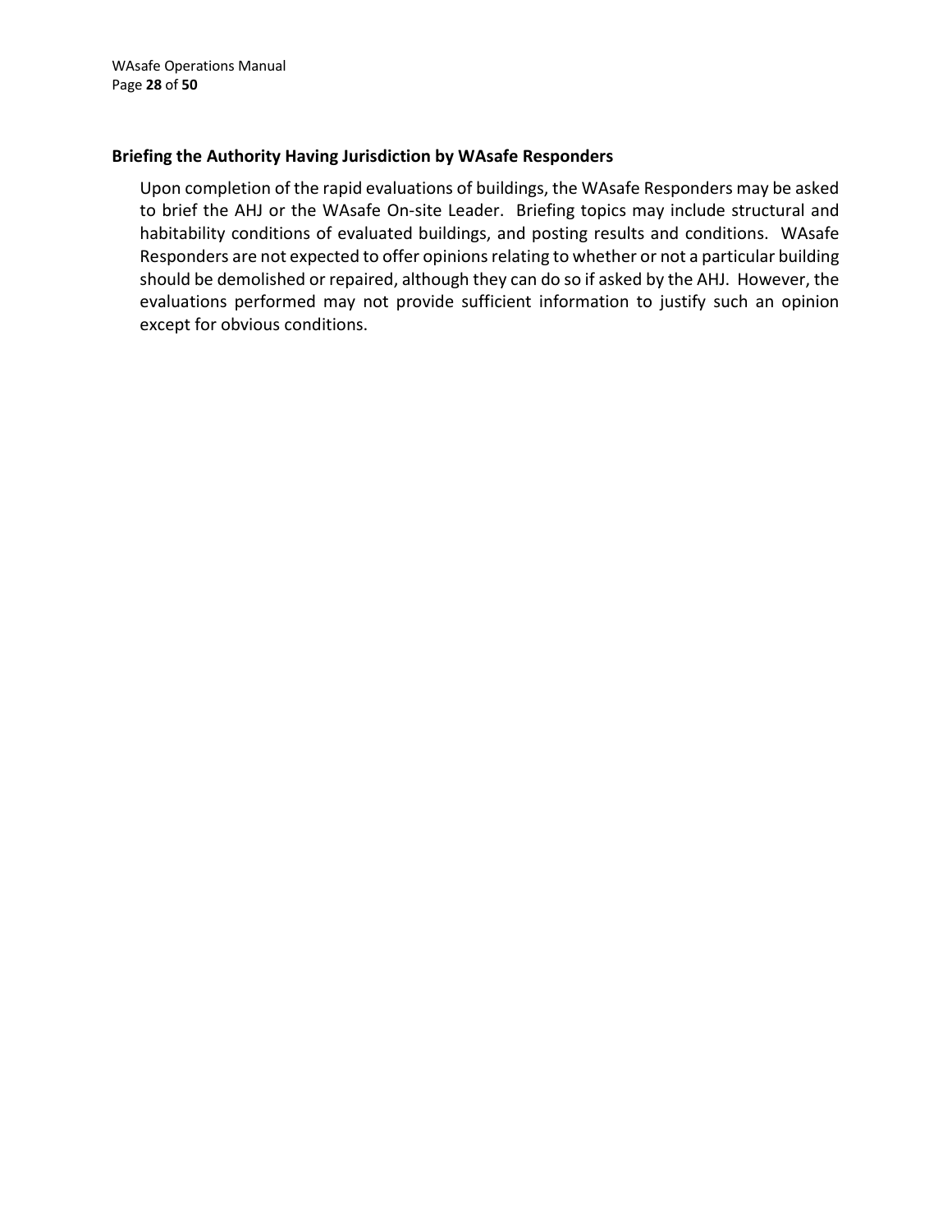### Briefing the Authority Having Jurisdiction by WAsafe Responders

Upon completion of the rapid evaluations of buildings, the WAsafe Responders may be asked to brief the AHJ or the WAsafe On-site Leader. Briefing topics may include structural and habitability conditions of evaluated buildings, and posting results and conditions. WAsafe Responders are not expected to offer opinions relating to whether or not a particular building should be demolished or repaired, although they can do so if asked by the AHJ. However, the evaluations performed may not provide sufficient information to justify such an opinion except for obvious conditions.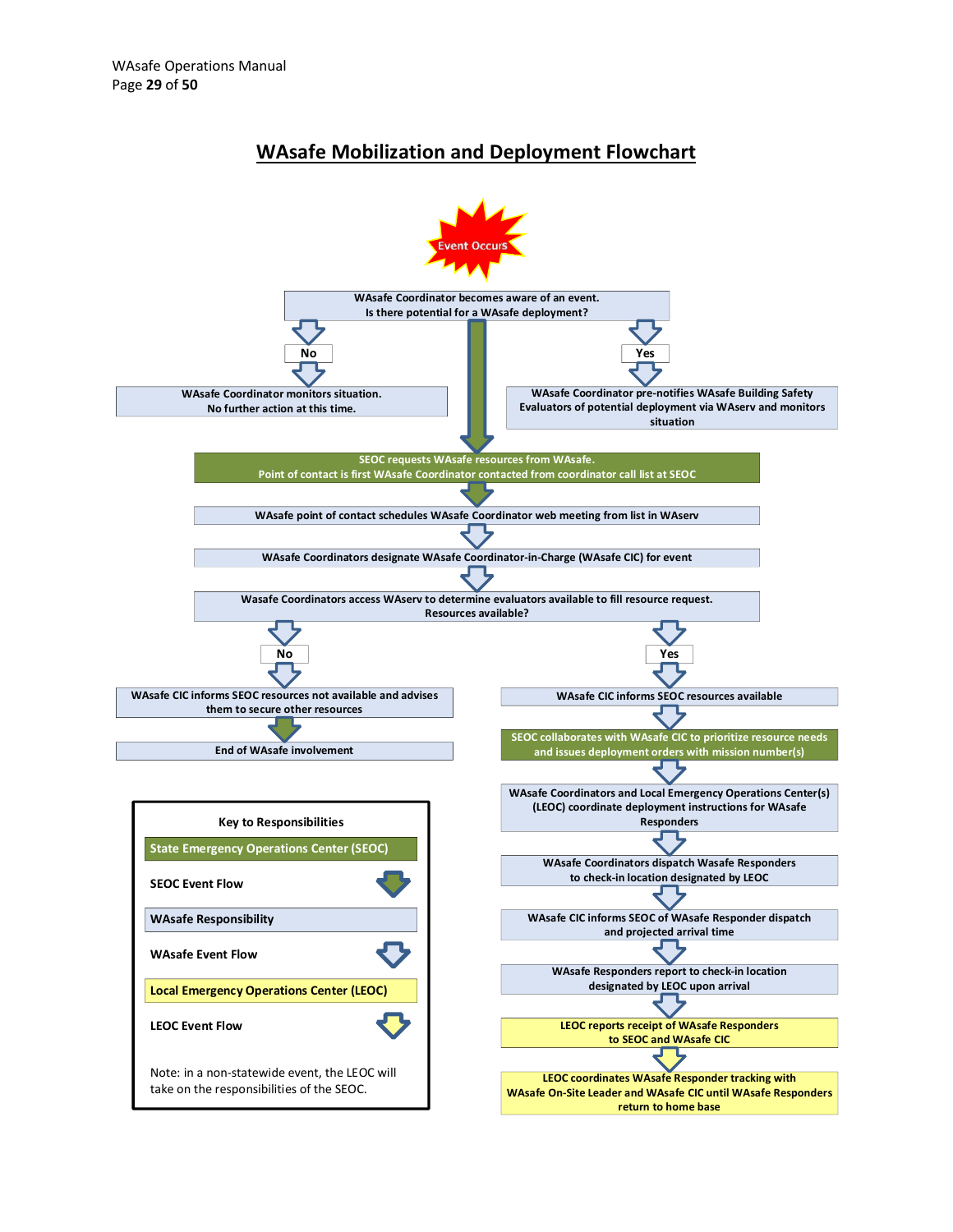# WAsafe Mobilization and Deployment Flowchart

Event Occurs

WAsafe Coordinator becomes aware of an event.
Is there potential for a WAsafe deployment?

**No**

WAsafe Coordinator monitors situation.
No further action at this time.

**Yes**

WAsafe Coordinator pre-notifies WAsafe Building Safety Evaluators of potential deployment via WAserv and monitors situation

SEOC requests WAsafe resources from WAsafe.
Point of contact is first WAsafe Coordinator contacted from coordinator call list at SEOC

WAsafe point of contact schedules WAsafe Coordinator web meeting from list in WAserv

WAsafe Coordinators designate WAsafe Coordinator-in-Charge (WAsafe CIC) for event

Wasafe Coordinators access WAserv to determine evaluators available to fill resource request.
Resources available?

**No**

WAsafe CIC informs SEOC resources not available and advises them to secure other resources

End of WAsafe involvement

**Yes**

WAsafe CIC informs SEOC resources available

SEOC collaborates with WAsafe CIC to prioritize resource needs and issues deployment orders with mission number(s)

WAsafe Coordinators and Local Emergency Operations Center(s) (LEOC) coordinate deployment instructions for WAsafe Responders

WAsafe Coordinators dispatch Wasafe Responders to check-in location designated by LEOC

WAsafe CIC informs SEOC of WAsafe Responder dispatch and projected arrival time

WAsafe Responders report to check-in location designated by LEOC upon arrival

LEOC reports receipt of WAsafe Responders to SEOC and WAsafe CIC

LEOC coordinates WAsafe Responder tracking with WAsafe On-Site Leader and WAsafe CIC until WAsafe Responders return to home base

**Key to Responsibilities**

- State Emergency Operations Center (SEOC)
- SEOC Event Flow
- WAsafe Responsibility
- WAsafe Event Flow
- Local Emergency Operations Center (LEOC)
- LEOC Event Flow

Note: in a non-statewide event, the LEOC will take on the responsibilities of the SEOC.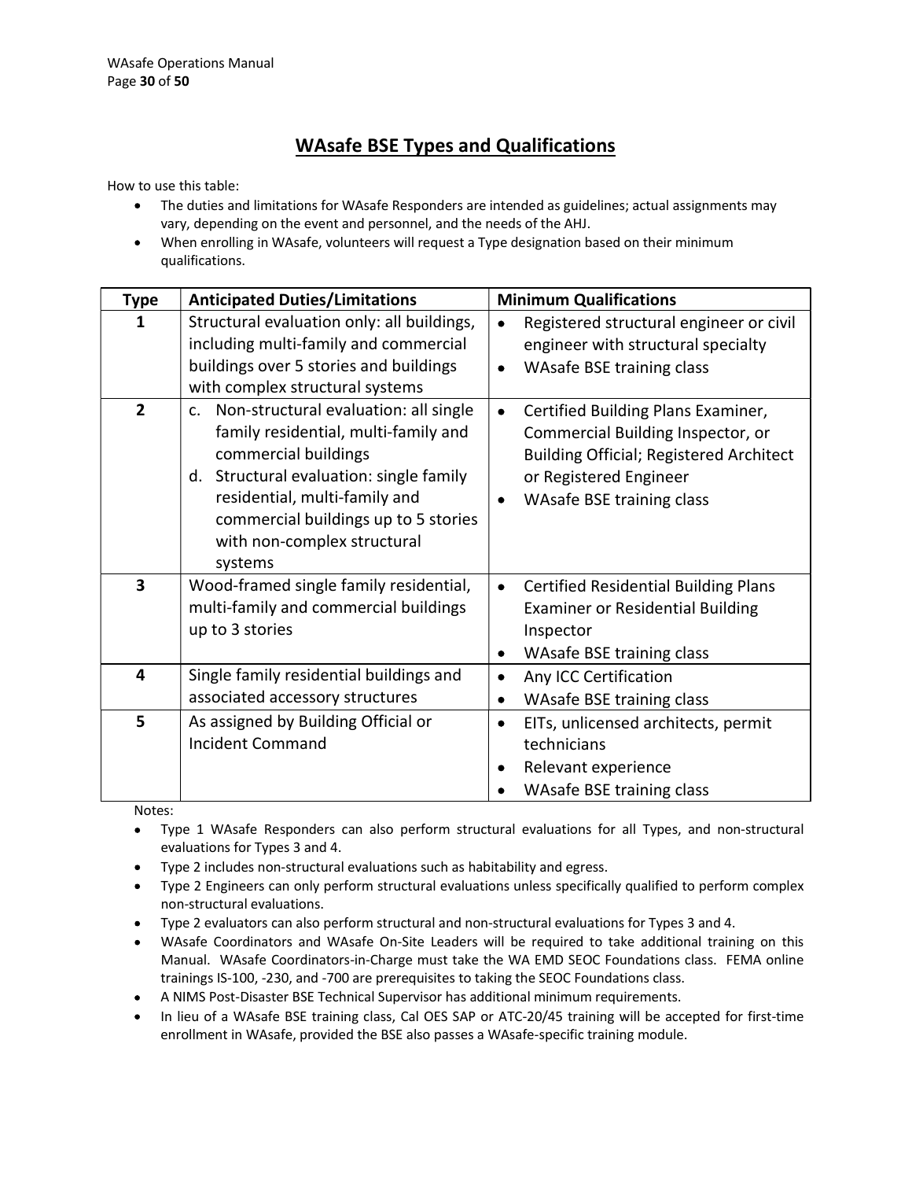## WAsafe BSE Types and Qualifications

How to use this table:

- The duties and limitations for WAsafe Responders are intended as guidelines; actual assignments may vary, depending on the event and personnel, and the needs of the AHJ.
- When enrolling in WAsafe, volunteers will request a Type designation based on their minimum qualifications.

| Type | Anticipated Duties/Limitations | Minimum Qualifications |
|---|---|---|
| 1 | Structural evaluation only: all buildings, including multi-family and commercial buildings over 5 stories and buildings with complex structural systems | • Registered structural engineer or civil engineer with structural specialty<br>• WAsafe BSE training class |
| 2 | c. Non-structural evaluation: all single family residential, multi-family and commercial buildings<br>d. Structural evaluation: single family residential, multi-family and commercial buildings up to 5 stories with non-complex structural systems | • Certified Building Plans Examiner, Commercial Building Inspector, or Building Official; Registered Architect or Registered Engineer<br>• WAsafe BSE training class |
| 3 | Wood-framed single family residential, multi-family and commercial buildings up to 3 stories | • Certified Residential Building Plans Examiner or Residential Building Inspector<br>• WAsafe BSE training class |
| 4 | Single family residential buildings and associated accessory structures | • Any ICC Certification<br>• WAsafe BSE training class |
| 5 | As assigned by Building Official or Incident Command | • EITs, unlicensed architects, permit technicians<br>• Relevant experience<br>• WAsafe BSE training class |

Notes:

- Type 1 WAsafe Responders can also perform structural evaluations for all Types, and non-structural evaluations for Types 3 and 4.
- Type 2 includes non-structural evaluations such as habitability and egress.
- Type 2 Engineers can only perform structural evaluations unless specifically qualified to perform complex non-structural evaluations.
- Type 2 evaluators can also perform structural and non-structural evaluations for Types 3 and 4.
- WAsafe Coordinators and WAsafe On-Site Leaders will be required to take additional training on this Manual. WAsafe Coordinators-in-Charge must take the WA EMD SEOC Foundations class. FEMA online trainings IS-100, -230, and -700 are prerequisites to taking the SEOC Foundations class.
- A NIMS Post-Disaster BSE Technical Supervisor has additional minimum requirements.
- In lieu of a WAsafe BSE training class, Cal OES SAP or ATC-20/45 training will be accepted for first-time enrollment in WAsafe, provided the BSE also passes a WAsafe-specific training module.